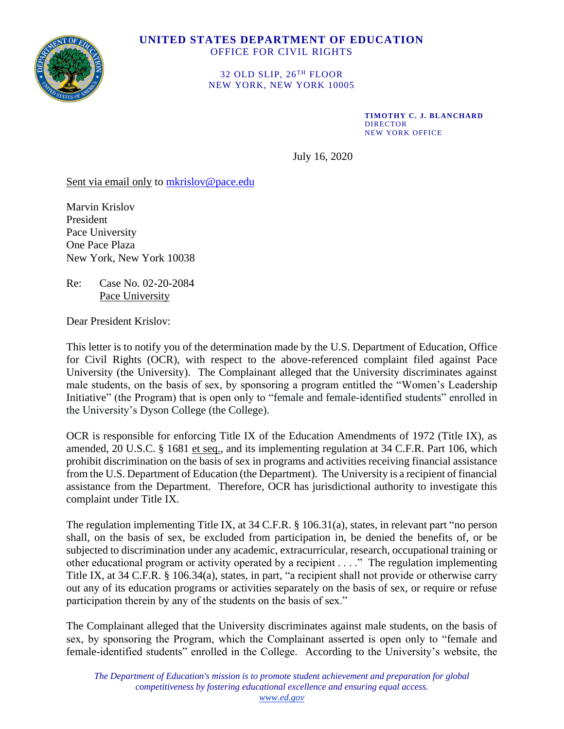**UNITED STATES DEPARTMENT OF EDUCATION**
OFFICE FOR CIVIL RIGHTS

32 OLD SLIP, 26TH FLOOR
NEW YORK, NEW YORK 10005

**TIMOTHY C. J. BLANCHARD**
DIRECTOR
NEW YORK OFFICE

July 16, 2020

Sent via email only to mkrislov@pace.edu

Marvin Krislov
President
Pace University
One Pace Plaza
New York, New York 10038

Re: Case No. 02-20-2084
Pace University

Dear President Krislov:

This letter is to notify you of the determination made by the U.S. Department of Education, Office for Civil Rights (OCR), with respect to the above-referenced complaint filed against Pace University (the University). The Complainant alleged that the University discriminates against male students, on the basis of sex, by sponsoring a program entitled the "Women's Leadership Initiative" (the Program) that is open only to "female and female-identified students" enrolled in the University's Dyson College (the College).

OCR is responsible for enforcing Title IX of the Education Amendments of 1972 (Title IX), as amended, 20 U.S.C. § 1681 et seq., and its implementing regulation at 34 C.F.R. Part 106, which prohibit discrimination on the basis of sex in programs and activities receiving financial assistance from the U.S. Department of Education (the Department). The University is a recipient of financial assistance from the Department. Therefore, OCR has jurisdictional authority to investigate this complaint under Title IX.

The regulation implementing Title IX, at 34 C.F.R. § 106.31(a), states, in relevant part "no person shall, on the basis of sex, be excluded from participation in, be denied the benefits of, or be subjected to discrimination under any academic, extracurricular, research, occupational training or other educational program or activity operated by a recipient . . . ." The regulation implementing Title IX, at 34 C.F.R. § 106.34(a), states, in part, "a recipient shall not provide or otherwise carry out any of its education programs or activities separately on the basis of sex, or require or refuse participation therein by any of the students on the basis of sex."

The Complainant alleged that the University discriminates against male students, on the basis of sex, by sponsoring the Program, which the Complainant asserted is open only to "female and female-identified students" enrolled in the College. According to the University's website, the

*The Department of Education's mission is to promote student achievement and preparation for global competitiveness by fostering educational excellence and ensuring equal access.*
*www.ed.gov*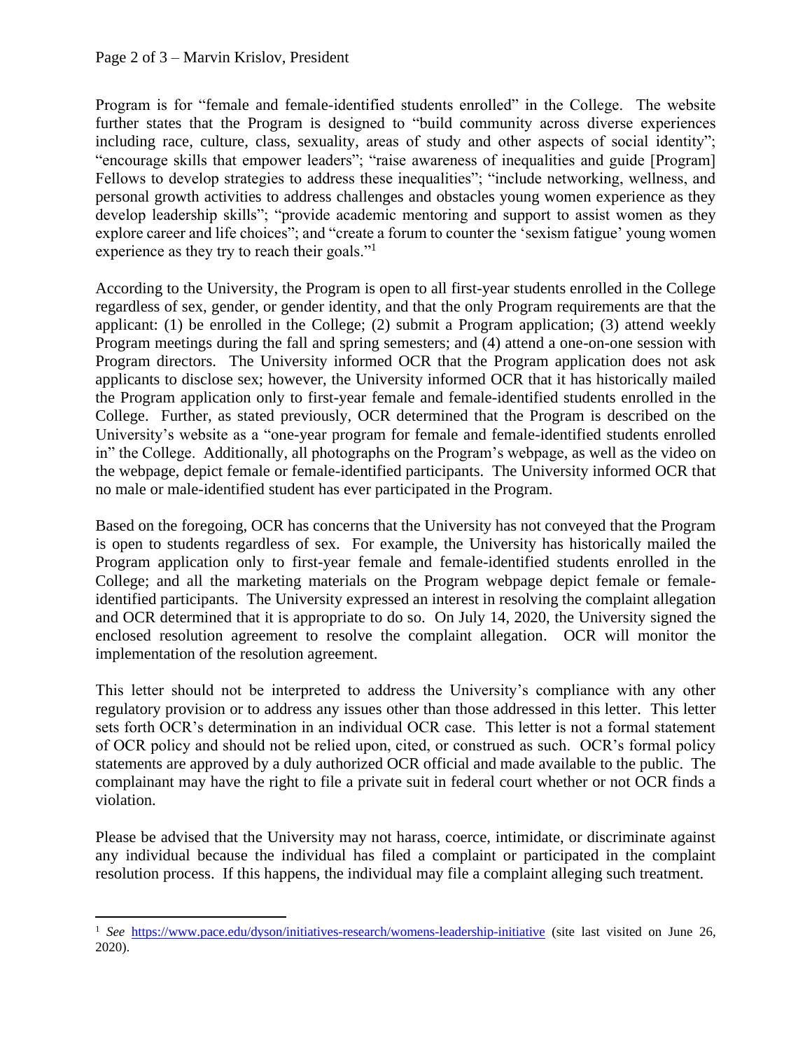Program is for "female and female-identified students enrolled" in the College. The website further states that the Program is designed to "build community across diverse experiences including race, culture, class, sexuality, areas of study and other aspects of social identity"; "encourage skills that empower leaders"; "raise awareness of inequalities and guide [Program] Fellows to develop strategies to address these inequalities"; "include networking, wellness, and personal growth activities to address challenges and obstacles young women experience as they develop leadership skills"; "provide academic mentoring and support to assist women as they explore career and life choices"; and "create a forum to counter the 'sexism fatigue' young women experience as they try to reach their goals."[1]

According to the University, the Program is open to all first-year students enrolled in the College regardless of sex, gender, or gender identity, and that the only Program requirements are that the applicant: (1) be enrolled in the College; (2) submit a Program application; (3) attend weekly Program meetings during the fall and spring semesters; and (4) attend a one-on-one session with Program directors. The University informed OCR that the Program application does not ask applicants to disclose sex; however, the University informed OCR that it has historically mailed the Program application only to first-year female and female-identified students enrolled in the College. Further, as stated previously, OCR determined that the Program is described on the University's website as a "one-year program for female and female-identified students enrolled in" the College. Additionally, all photographs on the Program's webpage, as well as the video on the webpage, depict female or female-identified participants. The University informed OCR that no male or male-identified student has ever participated in the Program.

Based on the foregoing, OCR has concerns that the University has not conveyed that the Program is open to students regardless of sex. For example, the University has historically mailed the Program application only to first-year female and female-identified students enrolled in the College; and all the marketing materials on the Program webpage depict female or female-identified participants. The University expressed an interest in resolving the complaint allegation and OCR determined that it is appropriate to do so. On July 14, 2020, the University signed the enclosed resolution agreement to resolve the complaint allegation. OCR will monitor the implementation of the resolution agreement.

This letter should not be interpreted to address the University's compliance with any other regulatory provision or to address any issues other than those addressed in this letter. This letter sets forth OCR's determination in an individual OCR case. This letter is not a formal statement of OCR policy and should not be relied upon, cited, or construed as such. OCR's formal policy statements are approved by a duly authorized OCR official and made available to the public. The complainant may have the right to file a private suit in federal court whether or not OCR finds a violation.

Please be advised that the University may not harass, coerce, intimidate, or discriminate against any individual because the individual has filed a complaint or participated in the complaint resolution process. If this happens, the individual may file a complaint alleging such treatment.

---

[1] *See* https://www.pace.edu/dyson/initiatives-research/womens-leadership-initiative (site last visited on June 26, 2020).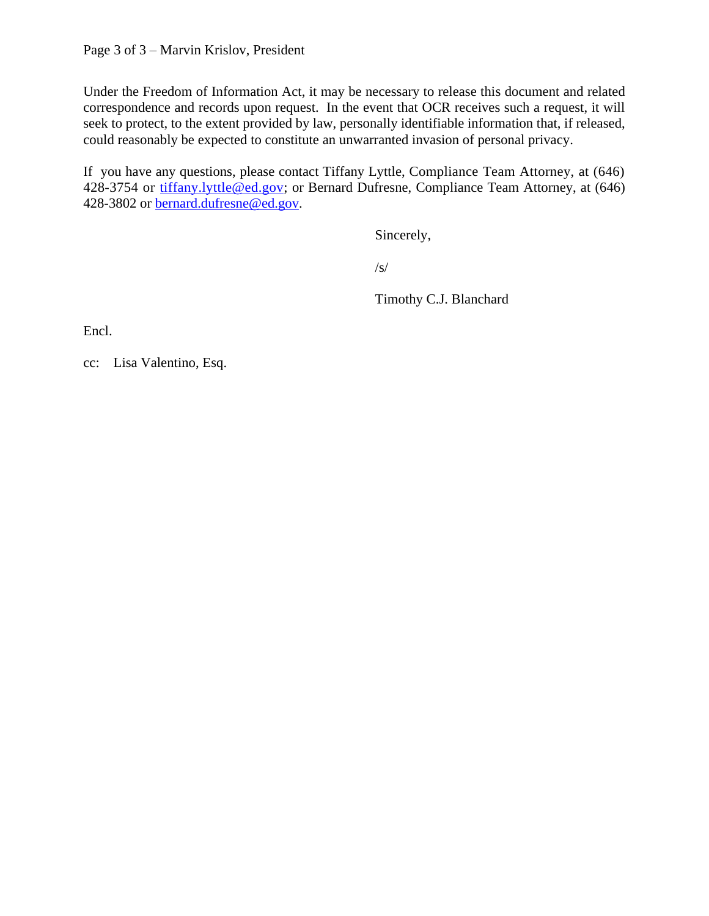Under the Freedom of Information Act, it may be necessary to release this document and related correspondence and records upon request. In the event that OCR receives such a request, it will seek to protect, to the extent provided by law, personally identifiable information that, if released, could reasonably be expected to constitute an unwarranted invasion of personal privacy.

If you have any questions, please contact Tiffany Lyttle, Compliance Team Attorney, at (646) 428-3754 or tiffany.lyttle@ed.gov; or Bernard Dufresne, Compliance Team Attorney, at (646) 428-3802 or bernard.dufresne@ed.gov.

Sincerely,

/s/

Timothy C.J. Blanchard

Encl.

cc: Lisa Valentino, Esq.